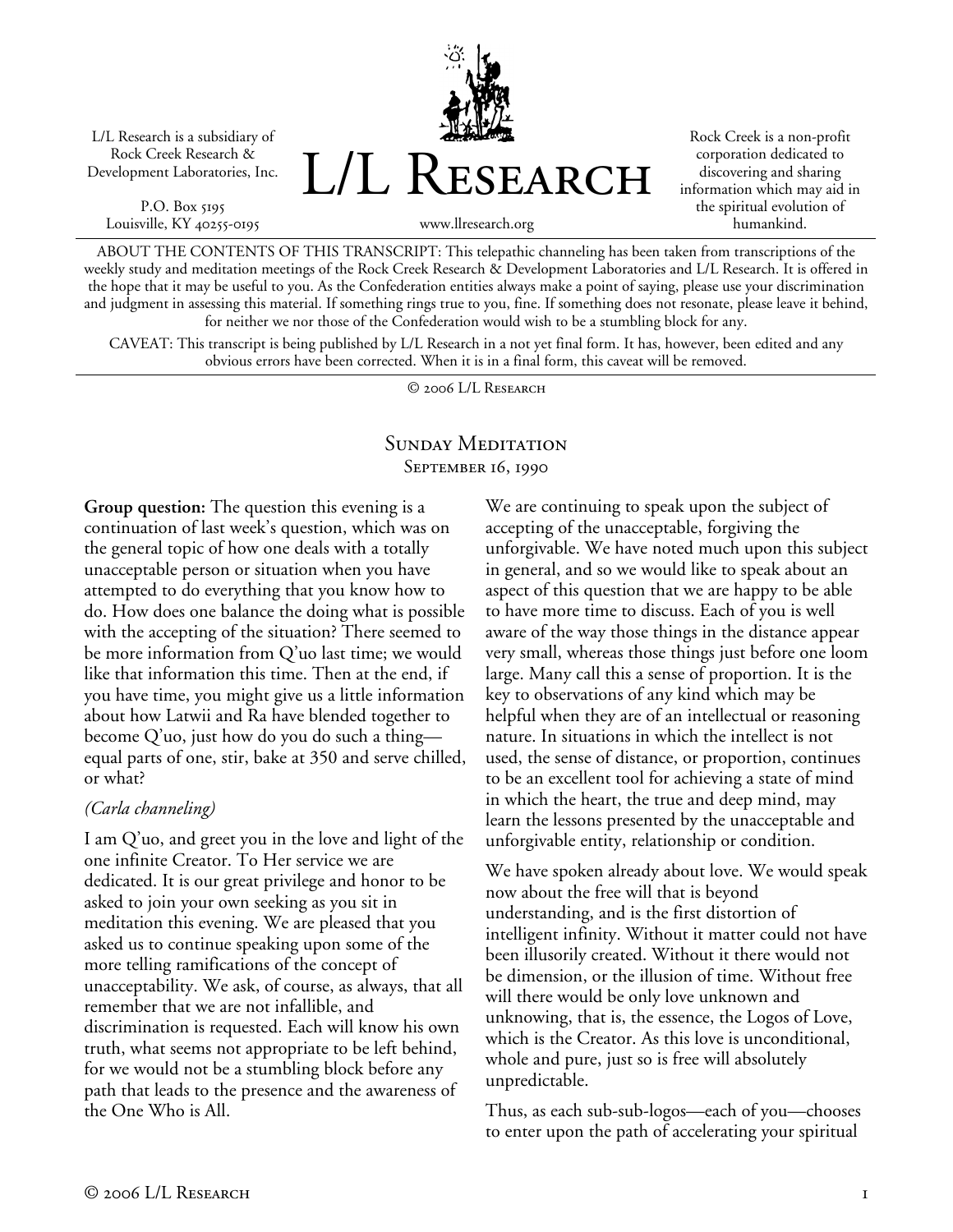L/L Research is a subsidiary of Rock Creek Research & Development Laboratories, Inc.

P.O. Box 5195
Louisville, KY 40255-0195

# L/L Research

www.llresearch.org

Rock Creek is a non-profit corporation dedicated to discovering and sharing information which may aid in the spiritual evolution of humankind.

ABOUT THE CONTENTS OF THIS TRANSCRIPT: This telepathic channeling has been taken from transcriptions of the weekly study and meditation meetings of the Rock Creek Research & Development Laboratories and L/L Research. It is offered in the hope that it may be useful to you. As the Confederation entities always make a point of saying, please use your discrimination and judgment in assessing this material. If something rings true to you, fine. If something does not resonate, please leave it behind, for neither we nor those of the Confederation would wish to be a stumbling block for any.

CAVEAT: This transcript is being published by L/L Research in a not yet final form. It has, however, been edited and any obvious errors have been corrected. When it is in a final form, this caveat will be removed.

© 2006 L/L Research

## Sunday Meditation
### September 16, 1990

**Group question:** The question this evening is a continuation of last week's question, which was on the general topic of how one deals with a totally unacceptable person or situation when you have attempted to do everything that you know how to do. How does one balance the doing what is possible with the accepting of the situation? There seemed to be more information from Q'uo last time; we would like that information this time. Then at the end, if you have time, you might give us a little information about how Latwii and Ra have blended together to become Q'uo, just how do you do such a thing—equal parts of one, stir, bake at 350 and serve chilled, or what?

*(Carla channeling)*

I am Q'uo, and greet you in the love and light of the one infinite Creator. To Her service we are dedicated. It is our great privilege and honor to be asked to join your own seeking as you sit in meditation this evening. We are pleased that you asked us to continue speaking upon some of the more telling ramifications of the concept of unacceptability. We ask, of course, as always, that all remember that we are not infallible, and discrimination is requested. Each will know his own truth, what seems not appropriate to be left behind, for we would not be a stumbling block before any path that leads to the presence and the awareness of the One Who is All.

We are continuing to speak upon the subject of accepting of the unacceptable, forgiving the unforgivable. We have noted much upon this subject in general, and so we would like to speak about an aspect of this question that we are happy to be able to have more time to discuss. Each of you is well aware of the way those things in the distance appear very small, whereas those things just before one loom large. Many call this a sense of proportion. It is the key to observations of any kind which may be helpful when they are of an intellectual or reasoning nature. In situations in which the intellect is not used, the sense of distance, or proportion, continues to be an excellent tool for achieving a state of mind in which the heart, the true and deep mind, may learn the lessons presented by the unacceptable and unforgivable entity, relationship or condition.

We have spoken already about love. We would speak now about the free will that is beyond understanding, and is the first distortion of intelligent infinity. Without it matter could not have been illusorily created. Without it there would not be dimension, or the illusion of time. Without free will there would be only love unknown and unknowing, that is, the essence, the Logos of Love, which is the Creator. As this love is unconditional, whole and pure, just so is free will absolutely unpredictable.

Thus, as each sub-sub-logos—each of you—chooses to enter upon the path of accelerating your spiritual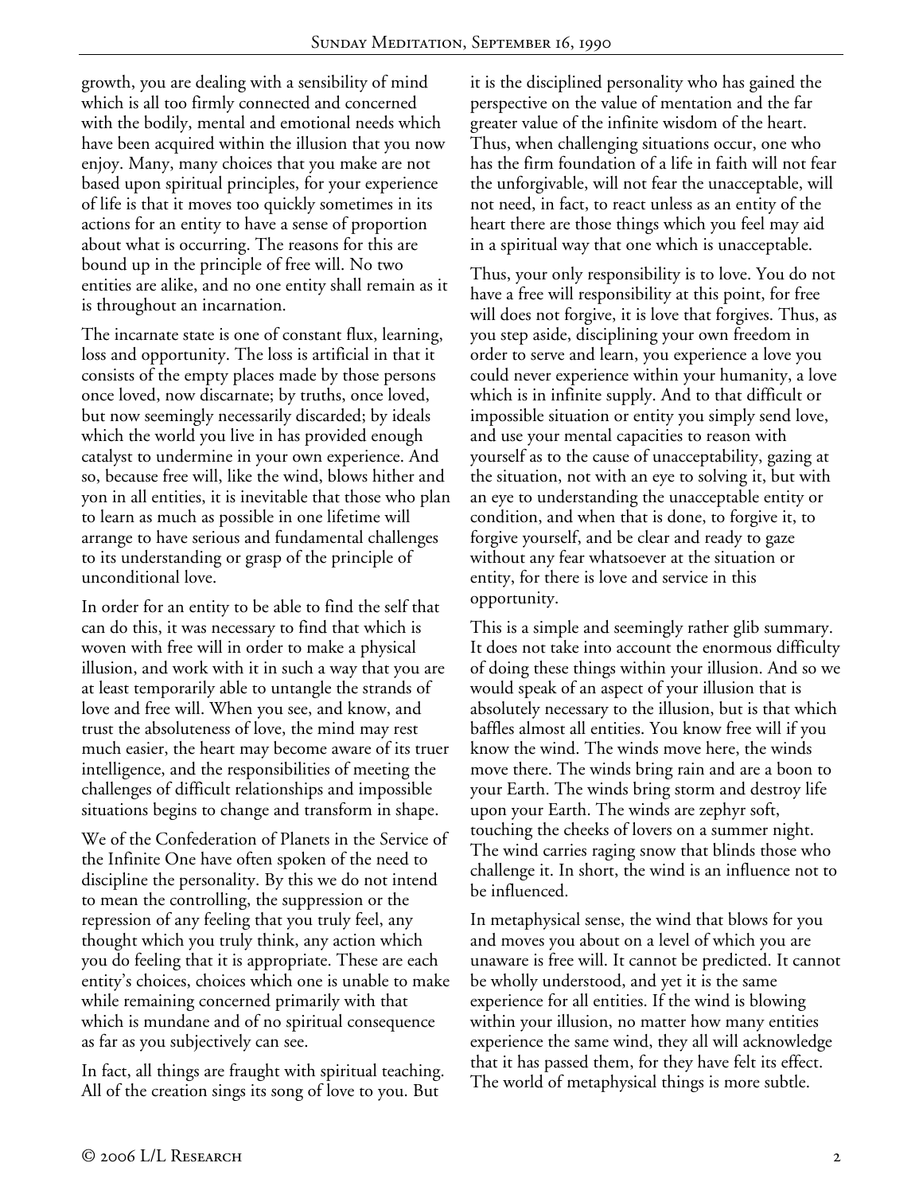growth, you are dealing with a sensibility of mind which is all too firmly connected and concerned with the bodily, mental and emotional needs which have been acquired within the illusion that you now enjoy. Many, many choices that you make are not based upon spiritual principles, for your experience of life is that it moves too quickly sometimes in its actions for an entity to have a sense of proportion about what is occurring. The reasons for this are bound up in the principle of free will. No two entities are alike, and no one entity shall remain as it is throughout an incarnation.

The incarnate state is one of constant flux, learning, loss and opportunity. The loss is artificial in that it consists of the empty places made by those persons once loved, now discarnate; by truths, once loved, but now seemingly necessarily discarded; by ideals which the world you live in has provided enough catalyst to undermine in your own experience. And so, because free will, like the wind, blows hither and yon in all entities, it is inevitable that those who plan to learn as much as possible in one lifetime will arrange to have serious and fundamental challenges to its understanding or grasp of the principle of unconditional love.

In order for an entity to be able to find the self that can do this, it was necessary to find that which is woven with free will in order to make a physical illusion, and work with it in such a way that you are at least temporarily able to untangle the strands of love and free will. When you see, and know, and trust the absoluteness of love, the mind may rest much easier, the heart may become aware of its truer intelligence, and the responsibilities of meeting the challenges of difficult relationships and impossible situations begins to change and transform in shape.

We of the Confederation of Planets in the Service of the Infinite One have often spoken of the need to discipline the personality. By this we do not intend to mean the controlling, the suppression or the repression of any feeling that you truly feel, any thought which you truly think, any action which you do feeling that it is appropriate. These are each entity's choices, choices which one is unable to make while remaining concerned primarily with that which is mundane and of no spiritual consequence as far as you subjectively can see.

In fact, all things are fraught with spiritual teaching. All of the creation sings its song of love to you. But it is the disciplined personality who has gained the perspective on the value of mentation and the far greater value of the infinite wisdom of the heart. Thus, when challenging situations occur, one who has the firm foundation of a life in faith will not fear the unforgivable, will not fear the unacceptable, will not need, in fact, to react unless as an entity of the heart there are those things which you feel may aid in a spiritual way that one which is unacceptable.

Thus, your only responsibility is to love. You do not have a free will responsibility at this point, for free will does not forgive, it is love that forgives. Thus, as you step aside, disciplining your own freedom in order to serve and learn, you experience a love you could never experience within your humanity, a love which is in infinite supply. And to that difficult or impossible situation or entity you simply send love, and use your mental capacities to reason with yourself as to the cause of unacceptability, gazing at the situation, not with an eye to solving it, but with an eye to understanding the unacceptable entity or condition, and when that is done, to forgive it, to forgive yourself, and be clear and ready to gaze without any fear whatsoever at the situation or entity, for there is love and service in this opportunity.

This is a simple and seemingly rather glib summary. It does not take into account the enormous difficulty of doing these things within your illusion. And so we would speak of an aspect of your illusion that is absolutely necessary to the illusion, but is that which baffles almost all entities. You know free will if you know the wind. The winds move here, the winds move there. The winds bring rain and are a boon to your Earth. The winds bring storm and destroy life upon your Earth. The winds are zephyr soft, touching the cheeks of lovers on a summer night. The wind carries raging snow that blinds those who challenge it. In short, the wind is an influence not to be influenced.

In metaphysical sense, the wind that blows for you and moves you about on a level of which you are unaware is free will. It cannot be predicted. It cannot be wholly understood, and yet it is the same experience for all entities. If the wind is blowing within your illusion, no matter how many entities experience the same wind, they all will acknowledge that it has passed them, for they have felt its effect. The world of metaphysical things is more subtle.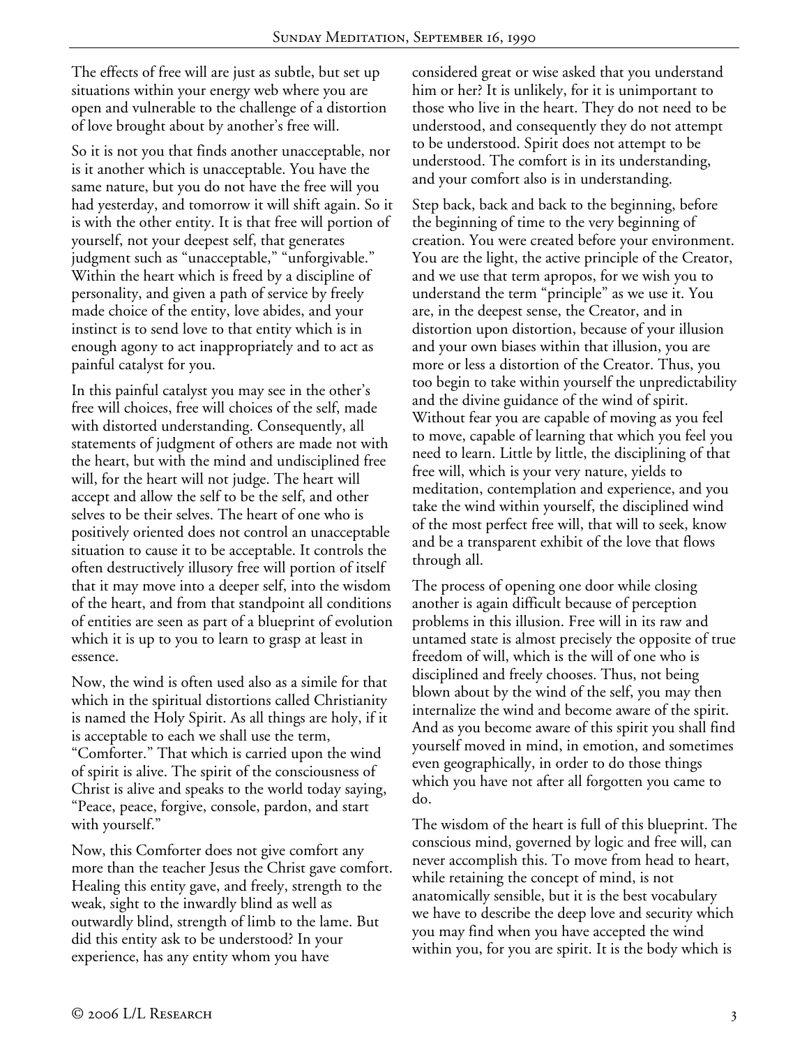The effects of free will are just as subtle, but set up situations within your energy web where you are open and vulnerable to the challenge of a distortion of love brought about by another's free will.

So it is not you that finds another unacceptable, nor is it another which is unacceptable. You have the same nature, but you do not have the free will you had yesterday, and tomorrow it will shift again. So it is with the other entity. It is that free will portion of yourself, not your deepest self, that generates judgment such as "unacceptable," "unforgivable." Within the heart which is freed by a discipline of personality, and given a path of service by freely made choice of the entity, love abides, and your instinct is to send love to that entity which is in enough agony to act inappropriately and to act as painful catalyst for you.

In this painful catalyst you may see in the other's free will choices, free will choices of the self, made with distorted understanding. Consequently, all statements of judgment of others are made not with the heart, but with the mind and undisciplined free will, for the heart will not judge. The heart will accept and allow the self to be the self, and other selves to be their selves. The heart of one who is positively oriented does not control an unacceptable situation to cause it to be acceptable. It controls the often destructively illusory free will portion of itself that it may move into a deeper self, into the wisdom of the heart, and from that standpoint all conditions of entities are seen as part of a blueprint of evolution which it is up to you to learn to grasp at least in essence.

Now, the wind is often used also as a simile for that which in the spiritual distortions called Christianity is named the Holy Spirit. As all things are holy, if it is acceptable to each we shall use the term, "Comforter." That which is carried upon the wind of spirit is alive. The spirit of the consciousness of Christ is alive and speaks to the world today saying, "Peace, peace, forgive, console, pardon, and start with yourself."

Now, this Comforter does not give comfort any more than the teacher Jesus the Christ gave comfort. Healing this entity gave, and freely, strength to the weak, sight to the inwardly blind as well as outwardly blind, strength of limb to the lame. But did this entity ask to be understood? In your experience, has any entity whom you have considered great or wise asked that you understand him or her? It is unlikely, for it is unimportant to those who live in the heart. They do not need to be understood, and consequently they do not attempt to be understood. Spirit does not attempt to be understood. The comfort is in its understanding, and your comfort also is in understanding.

Step back, back and back to the beginning, before the beginning of time to the very beginning of creation. You were created before your environment. You are the light, the active principle of the Creator, and we use that term apropos, for we wish you to understand the term "principle" as we use it. You are, in the deepest sense, the Creator, and in distortion upon distortion, because of your illusion and your own biases within that illusion, you are more or less a distortion of the Creator. Thus, you too begin to take within yourself the unpredictability and the divine guidance of the wind of spirit. Without fear you are capable of moving as you feel to move, capable of learning that which you feel you need to learn. Little by little, the disciplining of that free will, which is your very nature, yields to meditation, contemplation and experience, and you take the wind within yourself, the disciplined wind of the most perfect free will, that will to seek, know and be a transparent exhibit of the love that flows through all.

The process of opening one door while closing another is again difficult because of perception problems in this illusion. Free will in its raw and untamed state is almost precisely the opposite of true freedom of will, which is the will of one who is disciplined and freely chooses. Thus, not being blown about by the wind of the self, you may then internalize the wind and become aware of the spirit. And as you become aware of this spirit you shall find yourself moved in mind, in emotion, and sometimes even geographically, in order to do those things which you have not after all forgotten you came to do.

The wisdom of the heart is full of this blueprint. The conscious mind, governed by logic and free will, can never accomplish this. To move from head to heart, while retaining the concept of mind, is not anatomically sensible, but it is the best vocabulary we have to describe the deep love and security which you may find when you have accepted the wind within you, for you are spirit. It is the body which is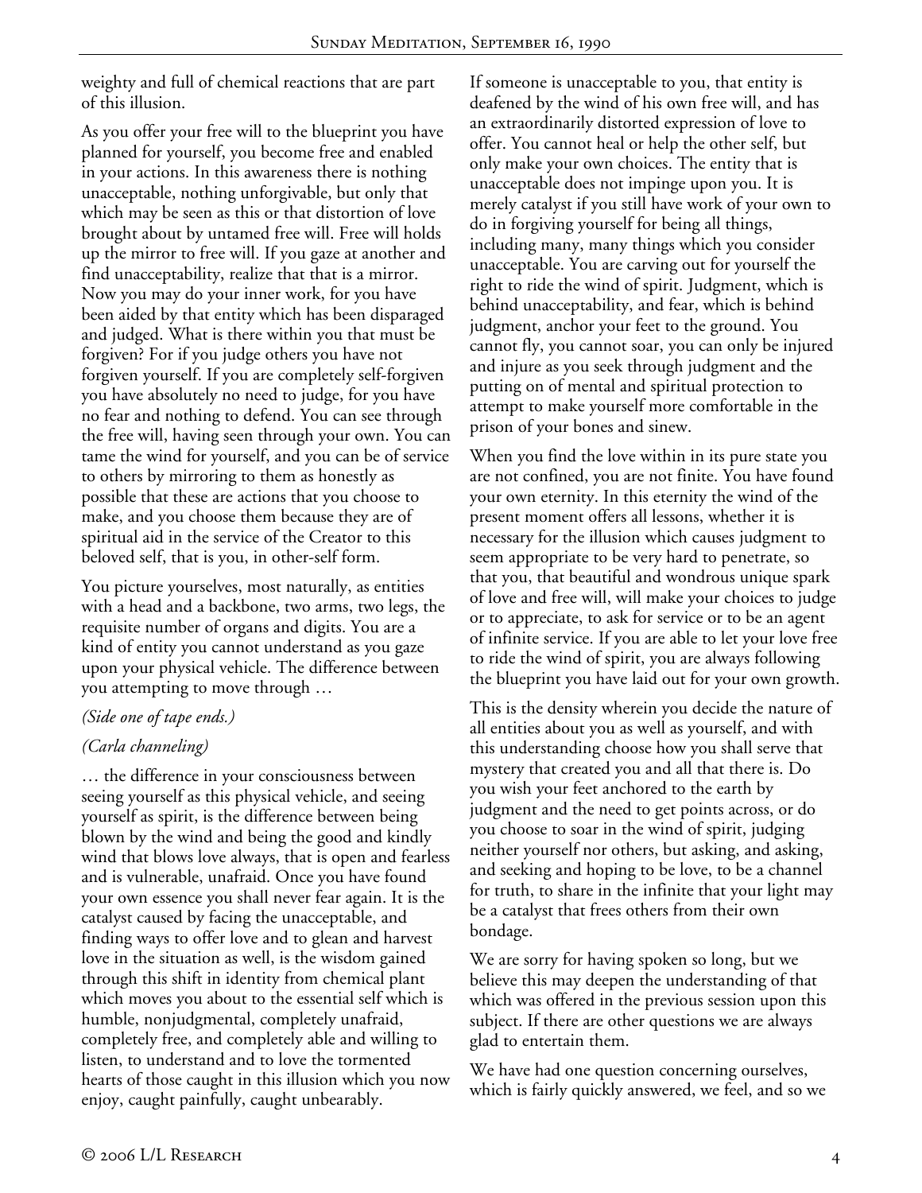weighty and full of chemical reactions that are part of this illusion.

As you offer your free will to the blueprint you have planned for yourself, you become free and enabled in your actions. In this awareness there is nothing unacceptable, nothing unforgivable, but only that which may be seen as this or that distortion of love brought about by untamed free will. Free will holds up the mirror to free will. If you gaze at another and find unacceptability, realize that that is a mirror. Now you may do your inner work, for you have been aided by that entity which has been disparaged and judged. What is there within you that must be forgiven? For if you judge others you have not forgiven yourself. If you are completely self-forgiven you have absolutely no need to judge, for you have no fear and nothing to defend. You can see through the free will, having seen through your own. You can tame the wind for yourself, and you can be of service to others by mirroring to them as honestly as possible that these are actions that you choose to make, and you choose them because they are of spiritual aid in the service of the Creator to this beloved self, that is you, in other-self form.

You picture yourselves, most naturally, as entities with a head and a backbone, two arms, two legs, the requisite number of organs and digits. You are a kind of entity you cannot understand as you gaze upon your physical vehicle. The difference between you attempting to move through …

*(Side one of tape ends.)*

*(Carla channeling)*

… the difference in your consciousness between seeing yourself as this physical vehicle, and seeing yourself as spirit, is the difference between being blown by the wind and being the good and kindly wind that blows love always, that is open and fearless and is vulnerable, unafraid. Once you have found your own essence you shall never fear again. It is the catalyst caused by facing the unacceptable, and finding ways to offer love and to glean and harvest love in the situation as well, is the wisdom gained through this shift in identity from chemical plant which moves you about to the essential self which is humble, nonjudgmental, completely unafraid, completely free, and completely able and willing to listen, to understand and to love the tormented hearts of those caught in this illusion which you now enjoy, caught painfully, caught unbearably.

If someone is unacceptable to you, that entity is deafened by the wind of his own free will, and has an extraordinarily distorted expression of love to offer. You cannot heal or help the other self, but only make your own choices. The entity that is unacceptable does not impinge upon you. It is merely catalyst if you still have work of your own to do in forgiving yourself for being all things, including many, many things which you consider unacceptable. You are carving out for yourself the right to ride the wind of spirit. Judgment, which is behind unacceptability, and fear, which is behind judgment, anchor your feet to the ground. You cannot fly, you cannot soar, you can only be injured and injure as you seek through judgment and the putting on of mental and spiritual protection to attempt to make yourself more comfortable in the prison of your bones and sinew.

When you find the love within in its pure state you are not confined, you are not finite. You have found your own eternity. In this eternity the wind of the present moment offers all lessons, whether it is necessary for the illusion which causes judgment to seem appropriate to be very hard to penetrate, so that you, that beautiful and wondrous unique spark of love and free will, will make your choices to judge or to appreciate, to ask for service or to be an agent of infinite service. If you are able to let your love free to ride the wind of spirit, you are always following the blueprint you have laid out for your own growth.

This is the density wherein you decide the nature of all entities about you as well as yourself, and with this understanding choose how you shall serve that mystery that created you and all that there is. Do you wish your feet anchored to the earth by judgment and the need to get points across, or do you choose to soar in the wind of spirit, judging neither yourself nor others, but asking, and asking, and seeking and hoping to be love, to be a channel for truth, to share in the infinite that your light may be a catalyst that frees others from their own bondage.

We are sorry for having spoken so long, but we believe this may deepen the understanding of that which was offered in the previous session upon this subject. If there are other questions we are always glad to entertain them.

We have had one question concerning ourselves, which is fairly quickly answered, we feel, and so we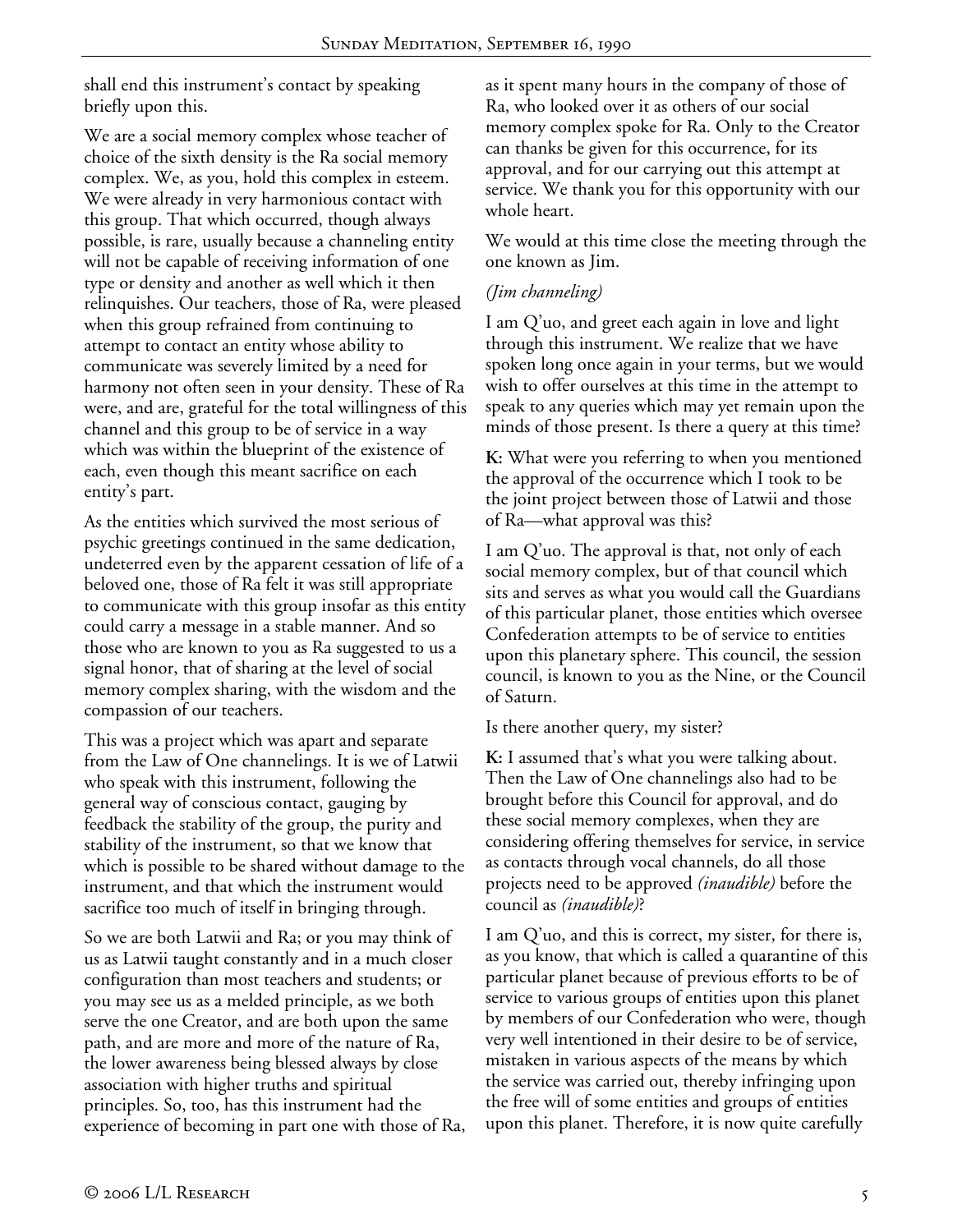shall end this instrument's contact by speaking briefly upon this.

We are a social memory complex whose teacher of choice of the sixth density is the Ra social memory complex. We, as you, hold this complex in esteem. We were already in very harmonious contact with this group. That which occurred, though always possible, is rare, usually because a channeling entity will not be capable of receiving information of one type or density and another as well which it then relinquishes. Our teachers, those of Ra, were pleased when this group refrained from continuing to attempt to contact an entity whose ability to communicate was severely limited by a need for harmony not often seen in your density. These of Ra were, and are, grateful for the total willingness of this channel and this group to be of service in a way which was within the blueprint of the existence of each, even though this meant sacrifice on each entity's part.

As the entities which survived the most serious of psychic greetings continued in the same dedication, undeterred even by the apparent cessation of life of a beloved one, those of Ra felt it was still appropriate to communicate with this group insofar as this entity could carry a message in a stable manner. And so those who are known to you as Ra suggested to us a signal honor, that of sharing at the level of social memory complex sharing, with the wisdom and the compassion of our teachers.

This was a project which was apart and separate from the Law of One channelings. It is we of Latwii who speak with this instrument, following the general way of conscious contact, gauging by feedback the stability of the group, the purity and stability of the instrument, so that we know that which is possible to be shared without damage to the instrument, and that which the instrument would sacrifice too much of itself in bringing through.

So we are both Latwii and Ra; or you may think of us as Latwii taught constantly and in a much closer configuration than most teachers and students; or you may see us as a melded principle, as we both serve the one Creator, and are both upon the same path, and are more and more of the nature of Ra, the lower awareness being blessed always by close association with higher truths and spiritual principles. So, too, has this instrument had the experience of becoming in part one with those of Ra, as it spent many hours in the company of those of Ra, who looked over it as others of our social memory complex spoke for Ra. Only to the Creator can thanks be given for this occurrence, for its approval, and for our carrying out this attempt at service. We thank you for this opportunity with our whole heart.

We would at this time close the meeting through the one known as Jim.

*(Jim channeling)*

I am Q'uo, and greet each again in love and light through this instrument. We realize that we have spoken long once again in your terms, but we would wish to offer ourselves at this time in the attempt to speak to any queries which may yet remain upon the minds of those present. Is there a query at this time?

**K:** What were you referring to when you mentioned the approval of the occurrence which I took to be the joint project between those of Latwii and those of Ra—what approval was this?

I am Q'uo. The approval is that, not only of each social memory complex, but of that council which sits and serves as what you would call the Guardians of this particular planet, those entities which oversee Confederation attempts to be of service to entities upon this planetary sphere. This council, the session council, is known to you as the Nine, or the Council of Saturn.

Is there another query, my sister?

**K:** I assumed that's what you were talking about. Then the Law of One channelings also had to be brought before this Council for approval, and do these social memory complexes, when they are considering offering themselves for service, in service as contacts through vocal channels, do all those projects need to be approved *(inaudible)* before the council as *(inaudible)*?

I am Q'uo, and this is correct, my sister, for there is, as you know, that which is called a quarantine of this particular planet because of previous efforts to be of service to various groups of entities upon this planet by members of our Confederation who were, though very well intentioned in their desire to be of service, mistaken in various aspects of the means by which the service was carried out, thereby infringing upon the free will of some entities and groups of entities upon this planet. Therefore, it is now quite carefully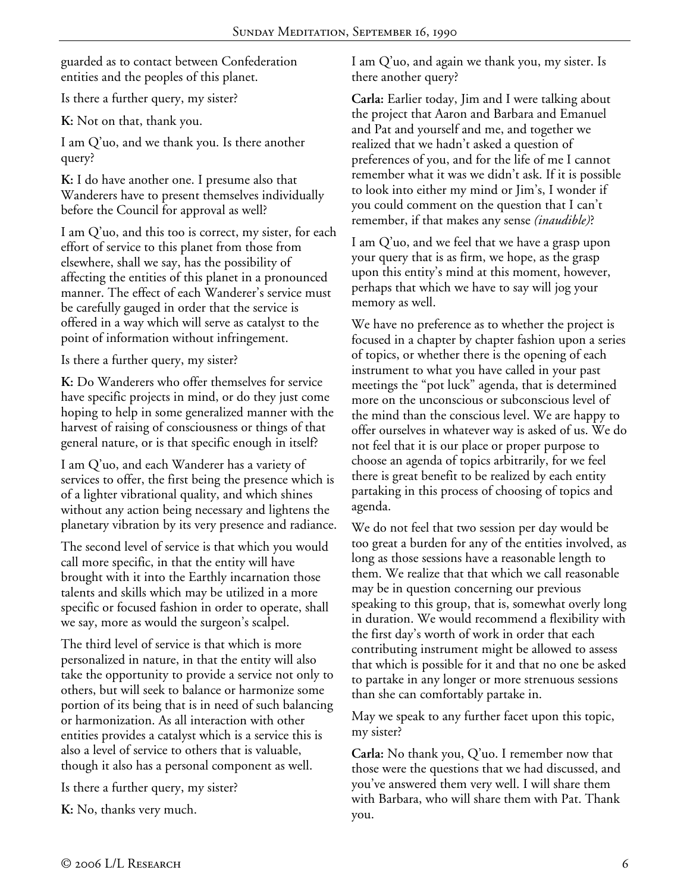guarded as to contact between Confederation entities and the peoples of this planet.

Is there a further query, my sister?

**K:** Not on that, thank you.

I am Q'uo, and we thank you. Is there another query?

**K:** I do have another one. I presume also that Wanderers have to present themselves individually before the Council for approval as well?

I am Q'uo, and this too is correct, my sister, for each effort of service to this planet from those from elsewhere, shall we say, has the possibility of affecting the entities of this planet in a pronounced manner. The effect of each Wanderer's service must be carefully gauged in order that the service is offered in a way which will serve as catalyst to the point of information without infringement.

Is there a further query, my sister?

**K:** Do Wanderers who offer themselves for service have specific projects in mind, or do they just come hoping to help in some generalized manner with the harvest of raising of consciousness or things of that general nature, or is that specific enough in itself?

I am Q'uo, and each Wanderer has a variety of services to offer, the first being the presence which is of a lighter vibrational quality, and which shines without any action being necessary and lightens the planetary vibration by its very presence and radiance.

The second level of service is that which you would call more specific, in that the entity will have brought with it into the Earthly incarnation those talents and skills which may be utilized in a more specific or focused fashion in order to operate, shall we say, more as would the surgeon's scalpel.

The third level of service is that which is more personalized in nature, in that the entity will also take the opportunity to provide a service not only to others, but will seek to balance or harmonize some portion of its being that is in need of such balancing or harmonization. As all interaction with other entities provides a catalyst which is a service this is also a level of service to others that is valuable, though it also has a personal component as well.

Is there a further query, my sister?

**K:** No, thanks very much.

I am Q'uo, and again we thank you, my sister. Is there another query?

**Carla:** Earlier today, Jim and I were talking about the project that Aaron and Barbara and Emanuel and Pat and yourself and me, and together we realized that we hadn't asked a question of preferences of you, and for the life of me I cannot remember what it was we didn't ask. If it is possible to look into either my mind or Jim's, I wonder if you could comment on the question that I can't remember, if that makes any sense *(inaudible)*?

I am Q'uo, and we feel that we have a grasp upon your query that is as firm, we hope, as the grasp upon this entity's mind at this moment, however, perhaps that which we have to say will jog your memory as well.

We have no preference as to whether the project is focused in a chapter by chapter fashion upon a series of topics, or whether there is the opening of each instrument to what you have called in your past meetings the "pot luck" agenda, that is determined more on the unconscious or subconscious level of the mind than the conscious level. We are happy to offer ourselves in whatever way is asked of us. We do not feel that it is our place or proper purpose to choose an agenda of topics arbitrarily, for we feel there is great benefit to be realized by each entity partaking in this process of choosing of topics and agenda.

We do not feel that two session per day would be too great a burden for any of the entities involved, as long as those sessions have a reasonable length to them. We realize that that which we call reasonable may be in question concerning our previous speaking to this group, that is, somewhat overly long in duration. We would recommend a flexibility with the first day's worth of work in order that each contributing instrument might be allowed to assess that which is possible for it and that no one be asked to partake in any longer or more strenuous sessions than she can comfortably partake in.

May we speak to any further facet upon this topic, my sister?

**Carla:** No thank you, Q'uo. I remember now that those were the questions that we had discussed, and you've answered them very well. I will share them with Barbara, who will share them with Pat. Thank you.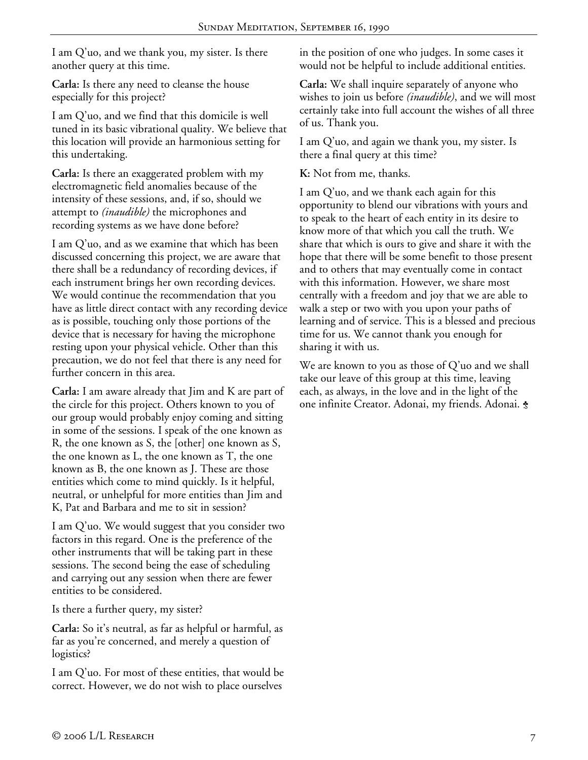I am Q'uo, and we thank you, my sister. Is there another query at this time.

**Carla:** Is there any need to cleanse the house especially for this project?

I am Q'uo, and we find that this domicile is well tuned in its basic vibrational quality. We believe that this location will provide an harmonious setting for this undertaking.

**Carla:** Is there an exaggerated problem with my electromagnetic field anomalies because of the intensity of these sessions, and, if so, should we attempt to *(inaudible)* the microphones and recording systems as we have done before?

I am Q'uo, and as we examine that which has been discussed concerning this project, we are aware that there shall be a redundancy of recording devices, if each instrument brings her own recording devices. We would continue the recommendation that you have as little direct contact with any recording device as is possible, touching only those portions of the device that is necessary for having the microphone resting upon your physical vehicle. Other than this precaution, we do not feel that there is any need for further concern in this area.

**Carla:** I am aware already that Jim and K are part of the circle for this project. Others known to you of our group would probably enjoy coming and sitting in some of the sessions. I speak of the one known as R, the one known as S, the [other] one known as S, the one known as L, the one known as T, the one known as B, the one known as J. These are those entities which come to mind quickly. Is it helpful, neutral, or unhelpful for more entities than Jim and K, Pat and Barbara and me to sit in session?

I am Q'uo. We would suggest that you consider two factors in this regard. One is the preference of the other instruments that will be taking part in these sessions. The second being the ease of scheduling and carrying out any session when there are fewer entities to be considered.

Is there a further query, my sister?

**Carla:** So it's neutral, as far as helpful or harmful, as far as you're concerned, and merely a question of logistics?

I am Q'uo. For most of these entities, that would be correct. However, we do not wish to place ourselves in the position of one who judges. In some cases it would not be helpful to include additional entities.

**Carla:** We shall inquire separately of anyone who wishes to join us before *(inaudible)*, and we will most certainly take into full account the wishes of all three of us. Thank you.

I am Q'uo, and again we thank you, my sister. Is there a final query at this time?

**K:** Not from me, thanks.

I am Q'uo, and we thank each again for this opportunity to blend our vibrations with yours and to speak to the heart of each entity in its desire to know more of that which you call the truth. We share that which is ours to give and share it with the hope that there will be some benefit to those present and to others that may eventually come in contact with this information. However, we share most centrally with a freedom and joy that we are able to walk a step or two with you upon your paths of learning and of service. This is a blessed and precious time for us. We cannot thank you enough for sharing it with us.

We are known to you as those of Q'uo and we shall take our leave of this group at this time, leaving each, as always, in the love and in the light of the one infinite Creator. Adonai, my friends. Adonai.

© 2006 L/L Research